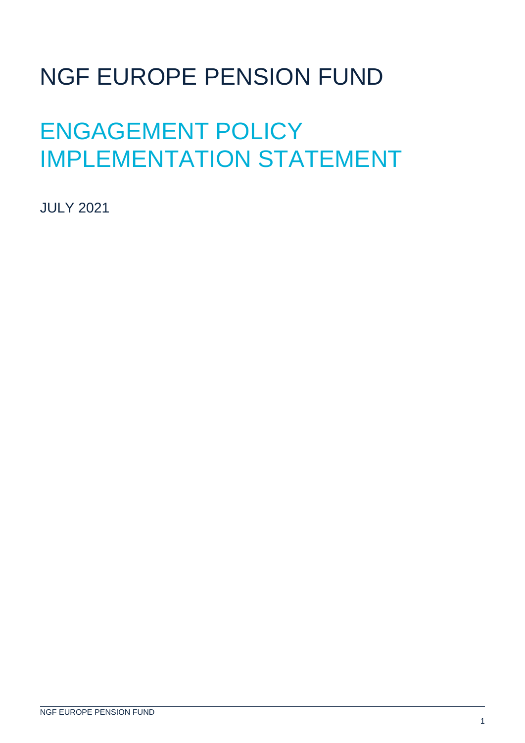# NGF EUROPE PENSION FUND

## ENGAGEMENT POLICY IMPLEMENTATION STATEMENT

JULY 2021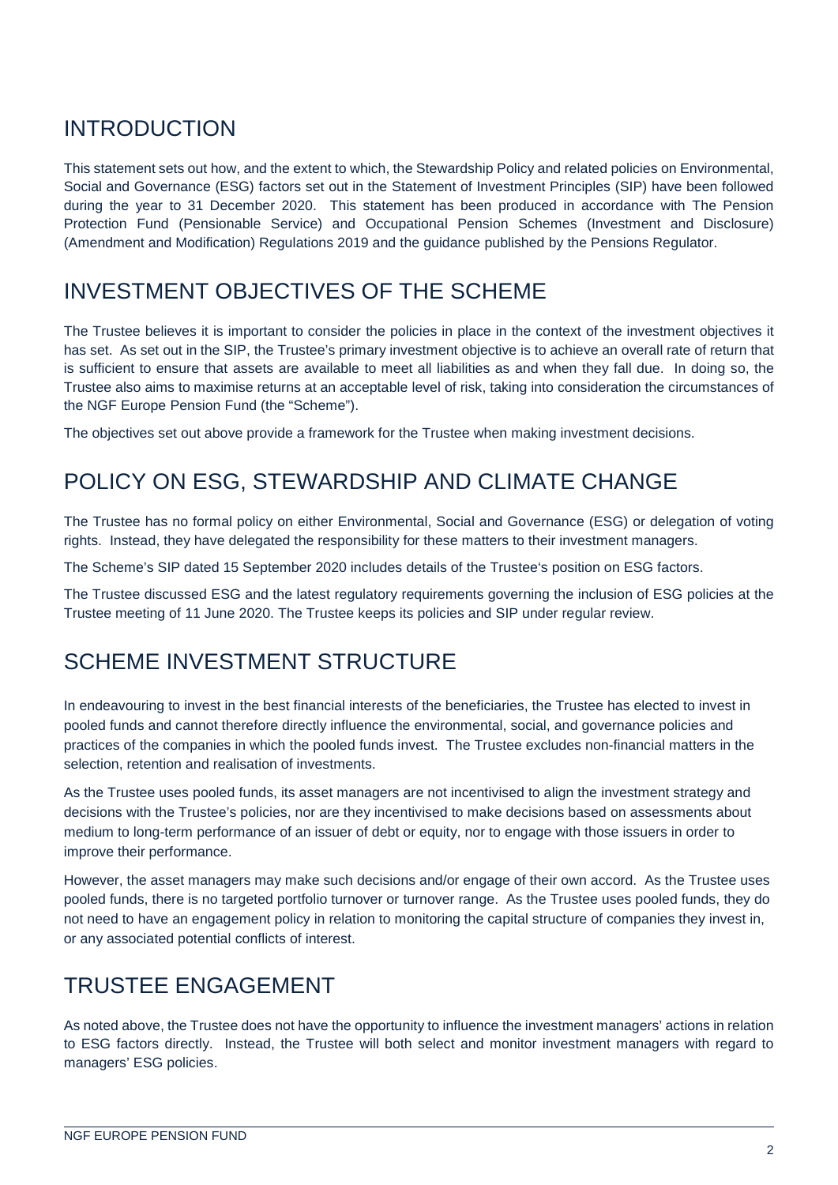## INTRODUCTION

This statement sets out how, and the extent to which, the Stewardship Policy and related policies on Environmental, Social and Governance (ESG) factors set out in the Statement of Investment Principles (SIP) have been followed during the year to 31 December 2020. This statement has been produced in accordance with The Pension Protection Fund (Pensionable Service) and Occupational Pension Schemes (Investment and Disclosure) (Amendment and Modification) Regulations 2019 and the guidance published by the Pensions Regulator.

## INVESTMENT OBJECTIVES OF THE SCHEME

The Trustee believes it is important to consider the policies in place in the context of the investment objectives it has set. As set out in the SIP, the Trustee's primary investment objective is to achieve an overall rate of return that is sufficient to ensure that assets are available to meet all liabilities as and when they fall due. In doing so, the Trustee also aims to maximise returns at an acceptable level of risk, taking into consideration the circumstances of the NGF Europe Pension Fund (the "Scheme").

The objectives set out above provide a framework for the Trustee when making investment decisions.

## POLICY ON ESG, STEWARDSHIP AND CLIMATE CHANGE

The Trustee has no formal policy on either Environmental, Social and Governance (ESG) or delegation of voting rights. Instead, they have delegated the responsibility for these matters to their investment managers.

The Scheme's SIP dated 15 September 2020 includes details of the Trustee's position on ESG factors.

The Trustee discussed ESG and the latest regulatory requirements governing the inclusion of ESG policies at the Trustee meeting of 11 June 2020. The Trustee keeps its policies and SIP under regular review.

## SCHEME INVESTMENT STRUCTURE

In endeavouring to invest in the best financial interests of the beneficiaries, the Trustee has elected to invest in pooled funds and cannot therefore directly influence the environmental, social, and governance policies and practices of the companies in which the pooled funds invest. The Trustee excludes non-financial matters in the selection, retention and realisation of investments.

As the Trustee uses pooled funds, its asset managers are not incentivised to align the investment strategy and decisions with the Trustee's policies, nor are they incentivised to make decisions based on assessments about medium to long-term performance of an issuer of debt or equity, nor to engage with those issuers in order to improve their performance.

However, the asset managers may make such decisions and/or engage of their own accord. As the Trustee uses pooled funds, there is no targeted portfolio turnover or turnover range. As the Trustee uses pooled funds, they do not need to have an engagement policy in relation to monitoring the capital structure of companies they invest in, or any associated potential conflicts of interest.

## TRUSTEE ENGAGEMENT

As noted above, the Trustee does not have the opportunity to influence the investment managers' actions in relation to ESG factors directly. Instead, the Trustee will both select and monitor investment managers with regard to managers' ESG policies.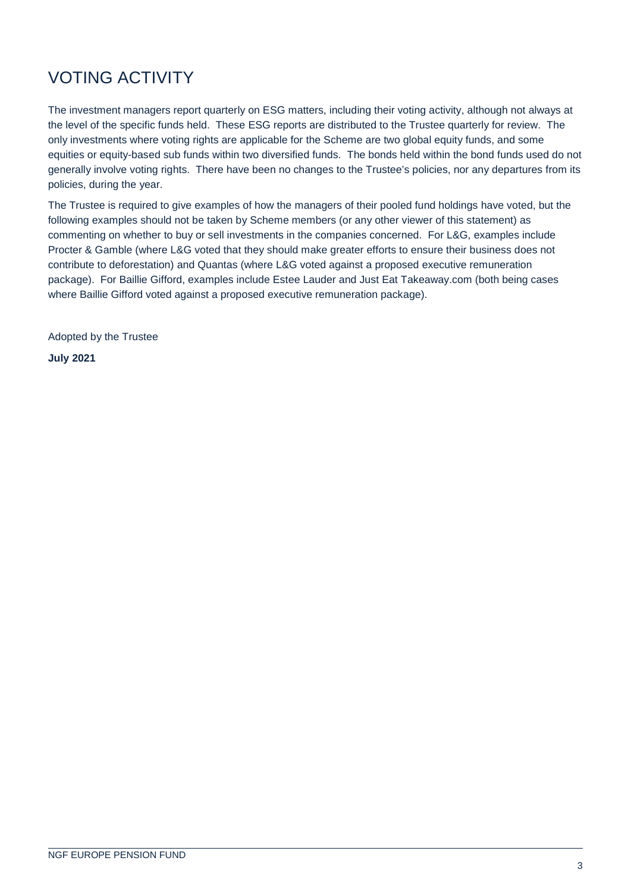# VOTING ACTIVITY

The investment managers report quarterly on ESG matters, including their voting activity, although not always at the level of the specific funds held. These ESG reports are distributed to the Trustee quarterly for review. The only investments where voting rights are applicable for the Scheme are two global equity funds, and some equities or equity-based sub funds within two diversified funds. The bonds held within the bond funds used do not generally involve voting rights. There have been no changes to the Trustee's policies, nor any departures from its policies, during the year.

The Trustee is required to give examples of how the managers of their pooled fund holdings have voted, but the following examples should not be taken by Scheme members (or any other viewer of this statement) as commenting on whether to buy or sell investments in the companies concerned. For L&G, examples include Procter & Gamble (where L&G voted that they should make greater efforts to ensure their business does not contribute to deforestation) and Quantas (where L&G voted against a proposed executive remuneration package). For Baillie Gifford, examples include Estee Lauder and Just Eat Takeaway.com (both being cases where Baillie Gifford voted against a proposed executive remuneration package).

Adopted by the Trustee

**July 2021**